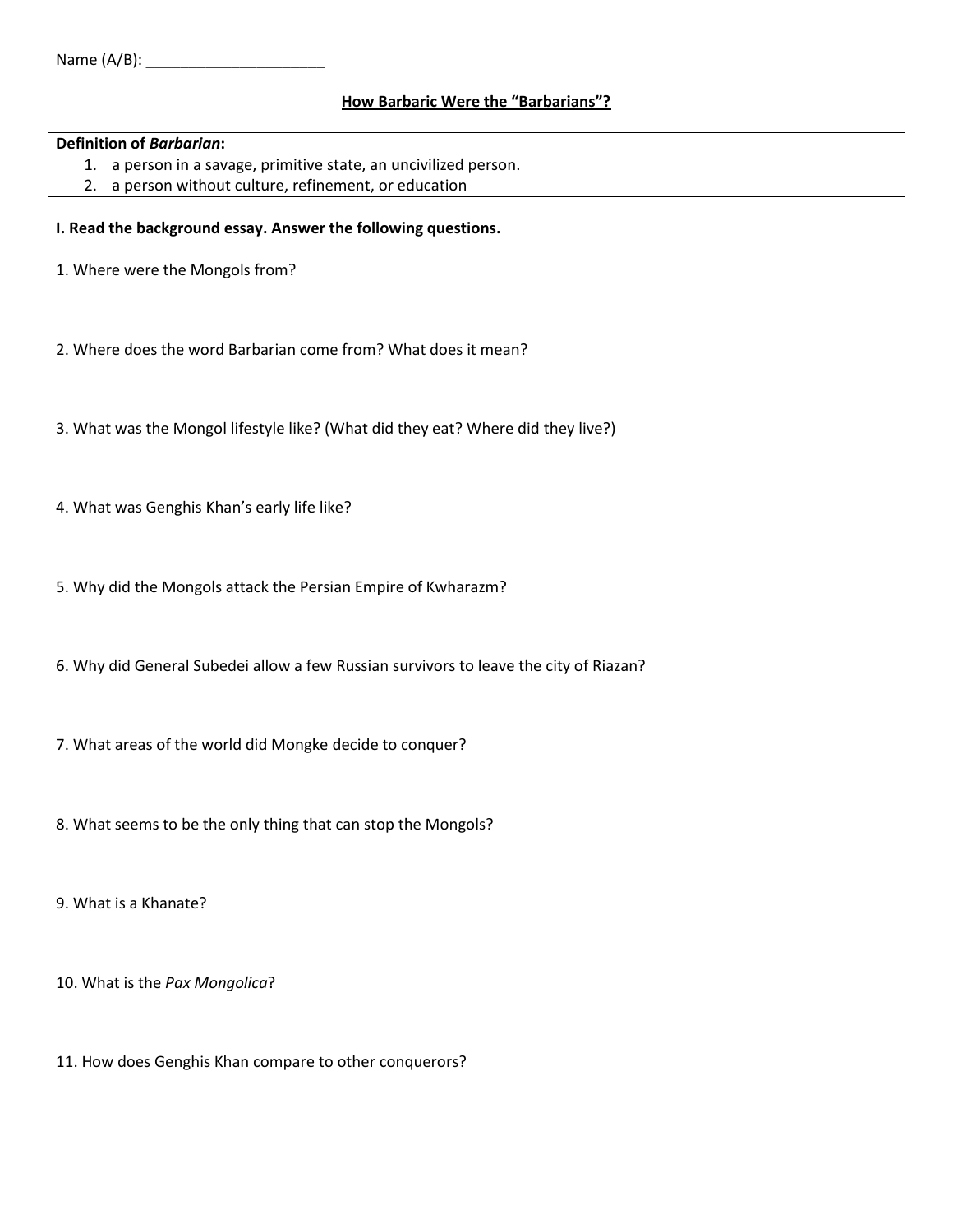Name (A/B): ______________________

## How Barbaric Were the "Barbarians"?

| **Definition of *Barbarian*:** |
| --- |
| 1. a person in a savage, primitive state, an uncivilized person. |
| 2. a person without culture, refinement, or education |

**I. Read the background essay. Answer the following questions.**

1. Where were the Mongols from?

2. Where does the word Barbarian come from? What does it mean?

3. What was the Mongol lifestyle like? (What did they eat? Where did they live?)

4. What was Genghis Khan's early life like?

5. Why did the Mongols attack the Persian Empire of Kwharazm?

6. Why did General Subedei allow a few Russian survivors to leave the city of Riazan?

7. What areas of the world did Mongke decide to conquer?

8. What seems to be the only thing that can stop the Mongols?

9. What is a Khanate?

10. What is the *Pax Mongolica*?

11. How does Genghis Khan compare to other conquerors?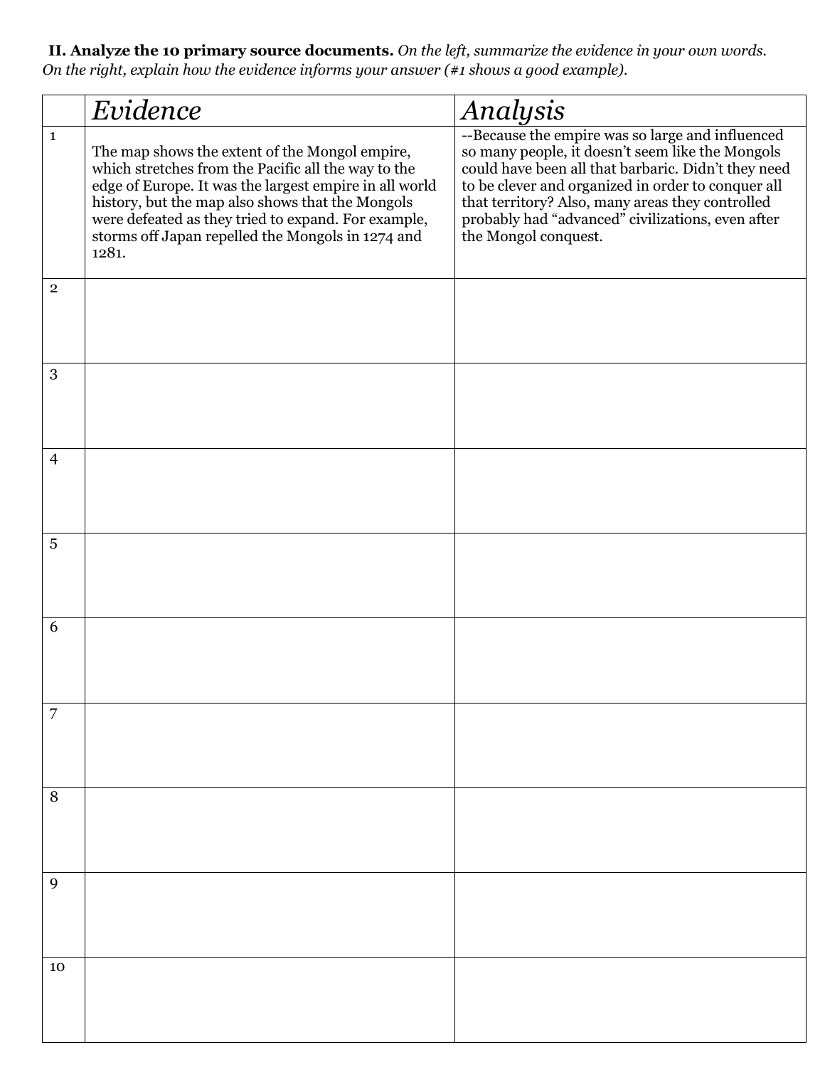**II. Analyze the 10 primary source documents.** *On the left, summarize the evidence in your own words. On the right, explain how the evidence informs your answer (#1 shows a good example).*

| | *Evidence* | *Analysis* |
|---|---|---|
| 1 | The map shows the extent of the Mongol empire, which stretches from the Pacific all the way to the edge of Europe. It was the largest empire in all world history, but the map also shows that the Mongols were defeated as they tried to expand. For example, storms off Japan repelled the Mongols in 1274 and 1281. | --Because the empire was so large and influenced so many people, it doesn't seem like the Mongols could have been all that barbaric. Didn't they need to be clever and organized in order to conquer all that territory? Also, many areas they controlled probably had "advanced" civilizations, even after the Mongol conquest. |
| 2 | | |
| 3 | | |
| 4 | | |
| 5 | | |
| 6 | | |
| 7 | | |
| 8 | | |
| 9 | | |
| 10 | | |